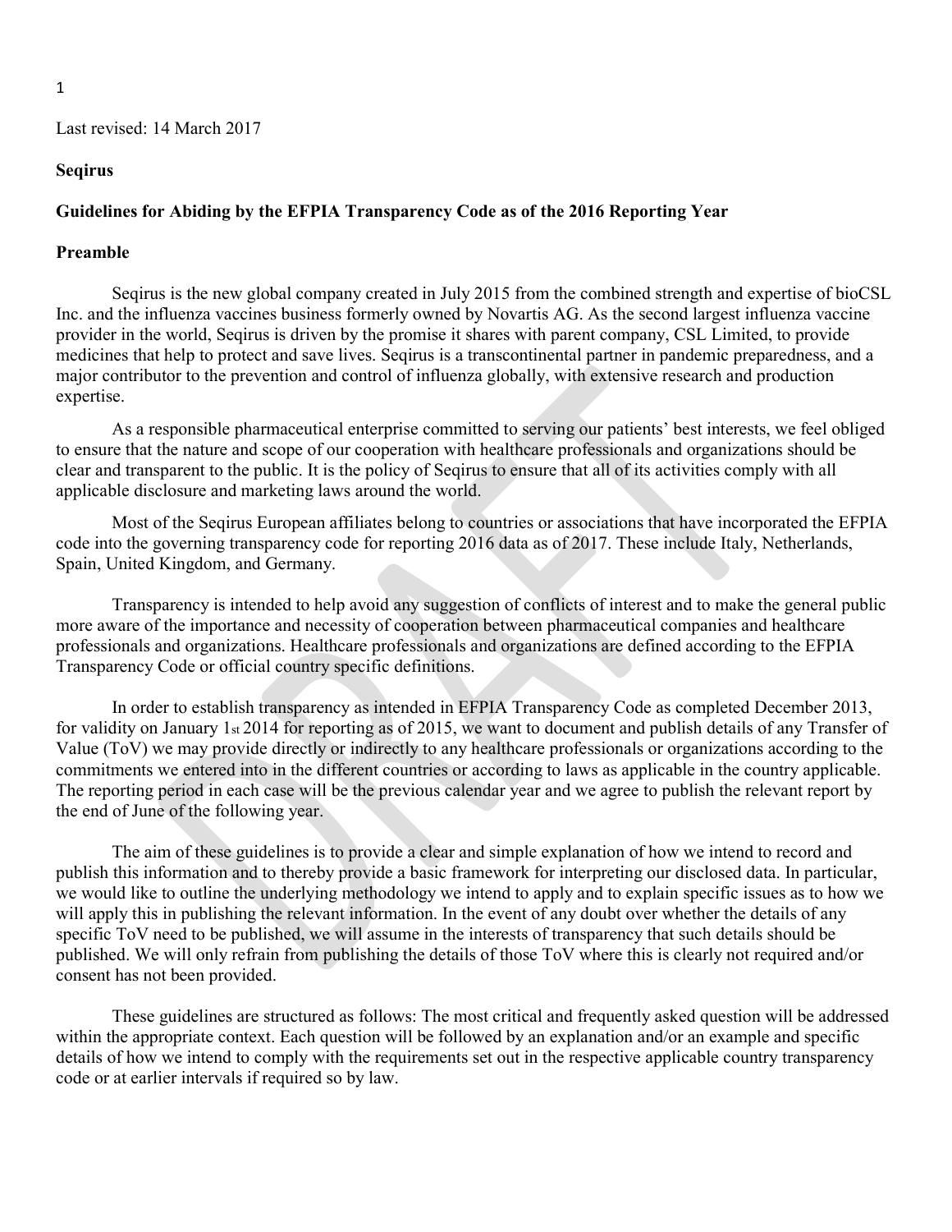Last revised: 14 March 2017

**Seqirus**

**Guidelines for Abiding by the EFPIA Transparency Code as of the 2016 Reporting Year**

**Preamble**

Seqirus is the new global company created in July 2015 from the combined strength and expertise of bioCSL Inc. and the influenza vaccines business formerly owned by Novartis AG. As the second largest influenza vaccine provider in the world, Seqirus is driven by the promise it shares with parent company, CSL Limited, to provide medicines that help to protect and save lives. Seqirus is a transcontinental partner in pandemic preparedness, and a major contributor to the prevention and control of influenza globally, with extensive research and production expertise.

As a responsible pharmaceutical enterprise committed to serving our patients' best interests, we feel obliged to ensure that the nature and scope of our cooperation with healthcare professionals and organizations should be clear and transparent to the public. It is the policy of Seqirus to ensure that all of its activities comply with all applicable disclosure and marketing laws around the world.

Most of the Seqirus European affiliates belong to countries or associations that have incorporated the EFPIA code into the governing transparency code for reporting 2016 data as of 2017. These include Italy, Netherlands, Spain, United Kingdom, and Germany.

Transparency is intended to help avoid any suggestion of conflicts of interest and to make the general public more aware of the importance and necessity of cooperation between pharmaceutical companies and healthcare professionals and organizations. Healthcare professionals and organizations are defined according to the EFPIA Transparency Code or official country specific definitions.

In order to establish transparency as intended in EFPIA Transparency Code as completed December 2013, for validity on January 1st 2014 for reporting as of 2015, we want to document and publish details of any Transfer of Value (ToV) we may provide directly or indirectly to any healthcare professionals or organizations according to the commitments we entered into in the different countries or according to laws as applicable in the country applicable. The reporting period in each case will be the previous calendar year and we agree to publish the relevant report by the end of June of the following year.

The aim of these guidelines is to provide a clear and simple explanation of how we intend to record and publish this information and to thereby provide a basic framework for interpreting our disclosed data. In particular, we would like to outline the underlying methodology we intend to apply and to explain specific issues as to how we will apply this in publishing the relevant information. In the event of any doubt over whether the details of any specific ToV need to be published, we will assume in the interests of transparency that such details should be published. We will only refrain from publishing the details of those ToV where this is clearly not required and/or consent has not been provided.

These guidelines are structured as follows: The most critical and frequently asked question will be addressed within the appropriate context. Each question will be followed by an explanation and/or an example and specific details of how we intend to comply with the requirements set out in the respective applicable country transparency code or at earlier intervals if required so by law.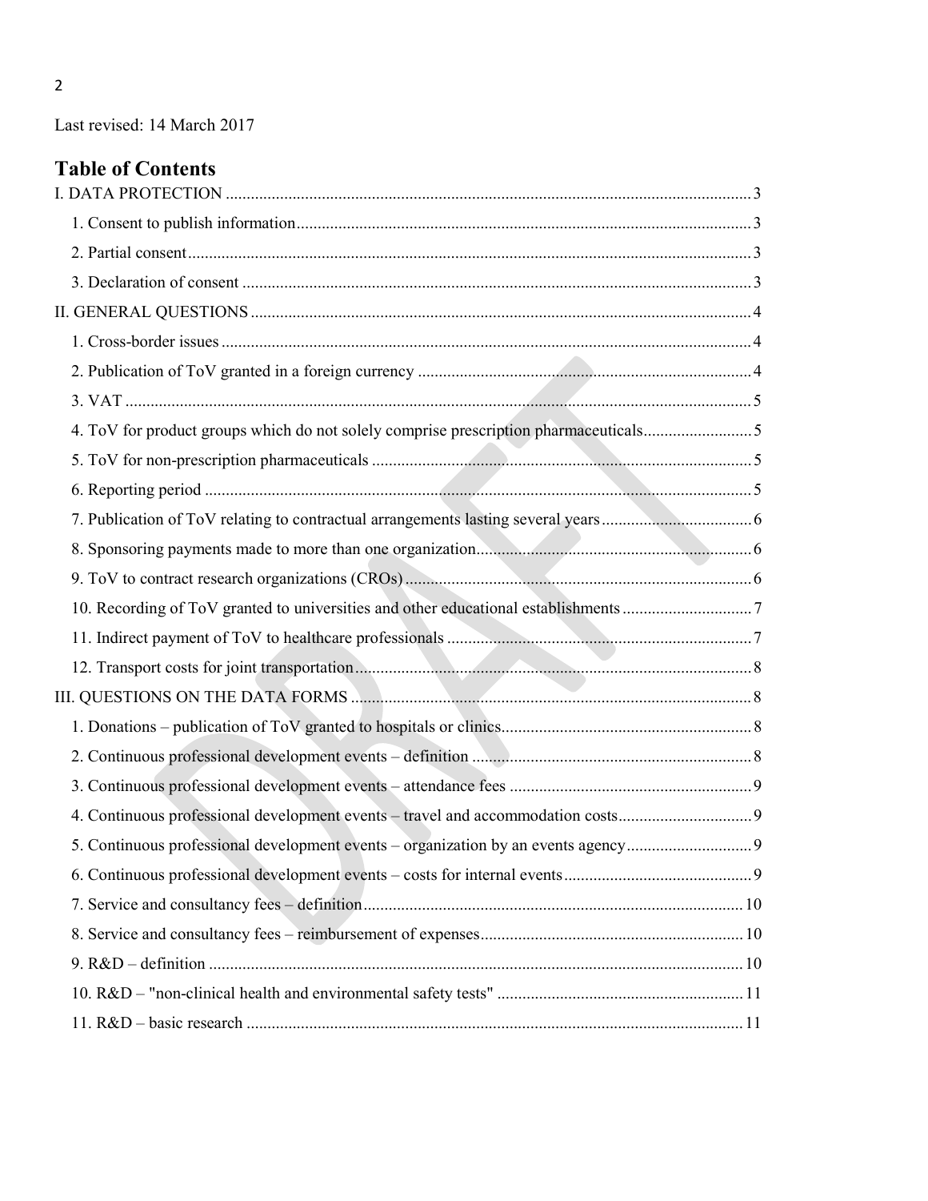Last revised: 14 March 2017

## Table of Contents

I. DATA PROTECTION ... 3

- 1. Consent to publish information ... 3
- 2. Partial consent ... 3
- 3. Declaration of consent ... 3

II. GENERAL QUESTIONS ... 4

- 1. Cross-border issues ... 4
- 2. Publication of ToV granted in a foreign currency ... 4
- 3. VAT ... 5
- 4. ToV for product groups which do not solely comprise prescription pharmaceuticals ... 5
- 5. ToV for non-prescription pharmaceuticals ... 5
- 6. Reporting period ... 5
- 7. Publication of ToV relating to contractual arrangements lasting several years ... 6
- 8. Sponsoring payments made to more than one organization ... 6
- 9. ToV to contract research organizations (CROs) ... 6
- 10. Recording of ToV granted to universities and other educational establishments ... 7
- 11. Indirect payment of ToV to healthcare professionals ... 7
- 12. Transport costs for joint transportation ... 8

III. QUESTIONS ON THE DATA FORMS ... 8

- 1. Donations – publication of ToV granted to hospitals or clinics ... 8
- 2. Continuous professional development events – definition ... 8
- 3. Continuous professional development events – attendance fees ... 9
- 4. Continuous professional development events – travel and accommodation costs ... 9
- 5. Continuous professional development events – organization by an events agency ... 9
- 6. Continuous professional development events – costs for internal events ... 9
- 7. Service and consultancy fees – definition ... 10
- 8. Service and consultancy fees – reimbursement of expenses ... 10
- 9. R&D – definition ... 10
- 10. R&D – "non-clinical health and environmental safety tests" ... 11
- 11. R&D – basic research ... 11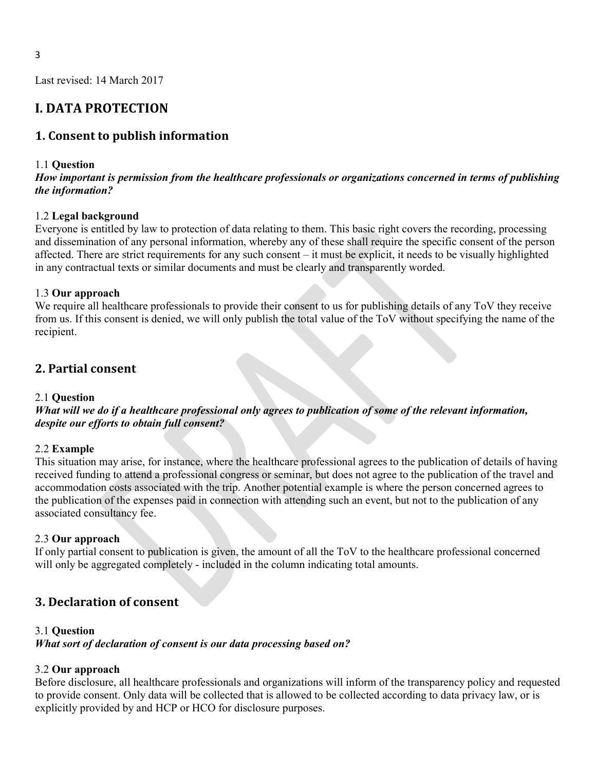Last revised: 14 March 2017

# I. DATA PROTECTION

## 1. Consent to publish information

1.1 **Question**

***How important is permission from the healthcare professionals or organizations concerned in terms of publishing the information?***

1.2 **Legal background**

Everyone is entitled by law to protection of data relating to them. This basic right covers the recording, processing and dissemination of any personal information, whereby any of these shall require the specific consent of the person affected. There are strict requirements for any such consent – it must be explicit, it needs to be visually highlighted in any contractual texts or similar documents and must be clearly and transparently worded.

1.3 **Our approach**

We require all healthcare professionals to provide their consent to us for publishing details of any ToV they receive from us. If this consent is denied, we will only publish the total value of the ToV without specifying the name of the recipient.

## 2. Partial consent

2.1 **Question**

***What will we do if a healthcare professional only agrees to publication of some of the relevant information, despite our efforts to obtain full consent?***

2.2 **Example**

This situation may arise, for instance, where the healthcare professional agrees to the publication of details of having received funding to attend a professional congress or seminar, but does not agree to the publication of the travel and accommodation costs associated with the trip. Another potential example is where the person concerned agrees to the publication of the expenses paid in connection with attending such an event, but not to the publication of any associated consultancy fee.

2.3 **Our approach**

If only partial consent to publication is given, the amount of all the ToV to the healthcare professional concerned will only be aggregated completely - included in the column indicating total amounts.

## 3. Declaration of consent

3.1 **Question**

***What sort of declaration of consent is our data processing based on?***

3.2 **Our approach**

Before disclosure, all healthcare professionals and organizations will inform of the transparency policy and requested to provide consent. Only data will be collected that is allowed to be collected according to data privacy law, or is explicitly provided by and HCP or HCO for disclosure purposes.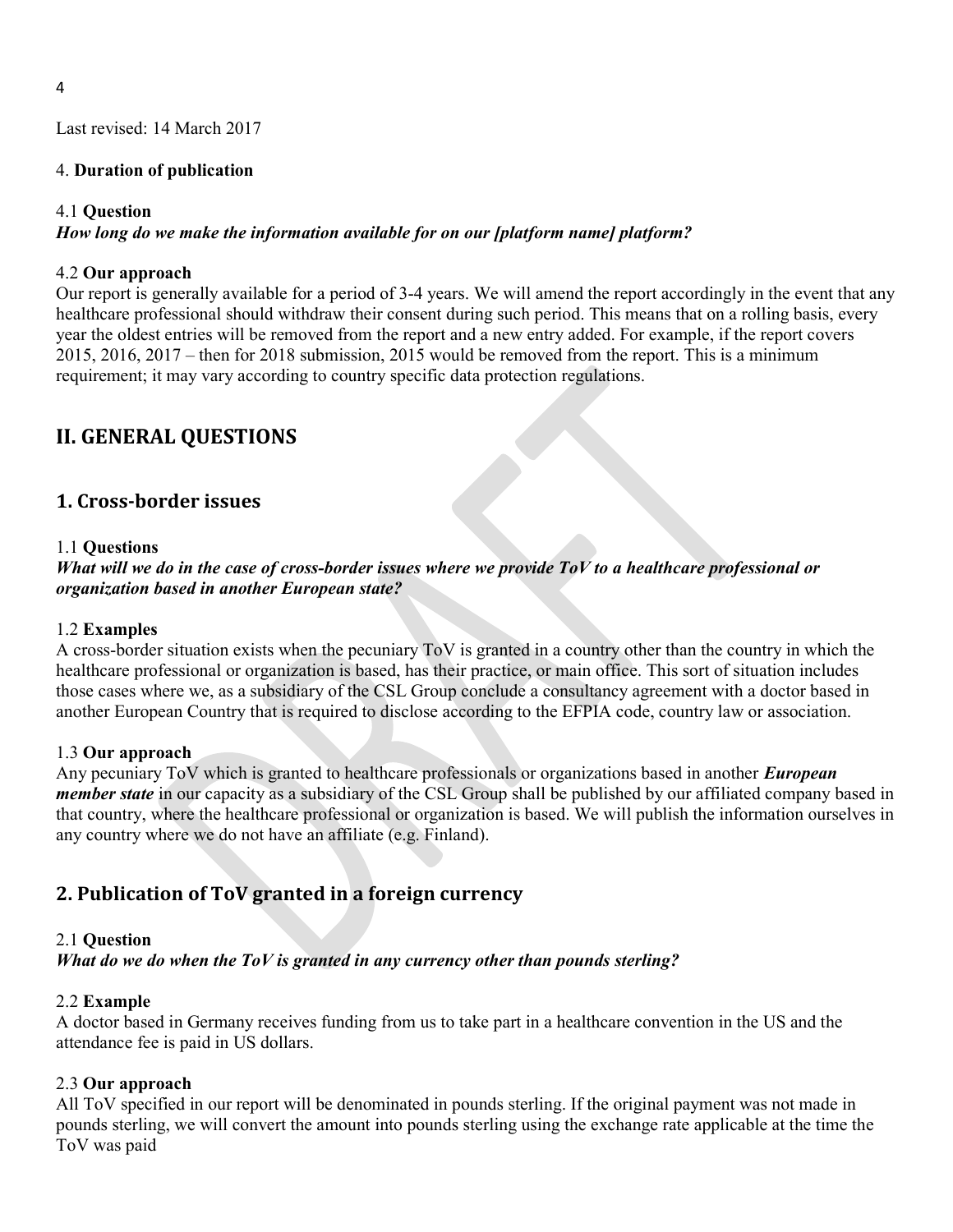Last revised: 14 March 2017

4. **Duration of publication**

4.1 **Question**
***How long do we make the information available for on our [platform name] platform?***

4.2 **Our approach**
Our report is generally available for a period of 3-4 years. We will amend the report accordingly in the event that any healthcare professional should withdraw their consent during such period. This means that on a rolling basis, every year the oldest entries will be removed from the report and a new entry added. For example, if the report covers 2015, 2016, 2017 – then for 2018 submission, 2015 would be removed from the report. This is a minimum requirement; it may vary according to country specific data protection regulations.

## II. GENERAL QUESTIONS

### 1. Cross-border issues

1.1 **Questions**
***What will we do in the case of cross-border issues where we provide ToV to a healthcare professional or organization based in another European state?***

1.2 **Examples**
A cross-border situation exists when the pecuniary ToV is granted in a country other than the country in which the healthcare professional or organization is based, has their practice, or main office. This sort of situation includes those cases where we, as a subsidiary of the CSL Group conclude a consultancy agreement with a doctor based in another European Country that is required to disclose according to the EFPIA code, country law or association.

1.3 **Our approach**
Any pecuniary ToV which is granted to healthcare professionals or organizations based in another ***European member state*** in our capacity as a subsidiary of the CSL Group shall be published by our affiliated company based in that country, where the healthcare professional or organization is based. We will publish the information ourselves in any country where we do not have an affiliate (e.g. Finland).

### 2. Publication of ToV granted in a foreign currency

2.1 **Question**
***What do we do when the ToV is granted in any currency other than pounds sterling?***

2.2 **Example**
A doctor based in Germany receives funding from us to take part in a healthcare convention in the US and the attendance fee is paid in US dollars.

2.3 **Our approach**
All ToV specified in our report will be denominated in pounds sterling. If the original payment was not made in pounds sterling, we will convert the amount into pounds sterling using the exchange rate applicable at the time the ToV was paid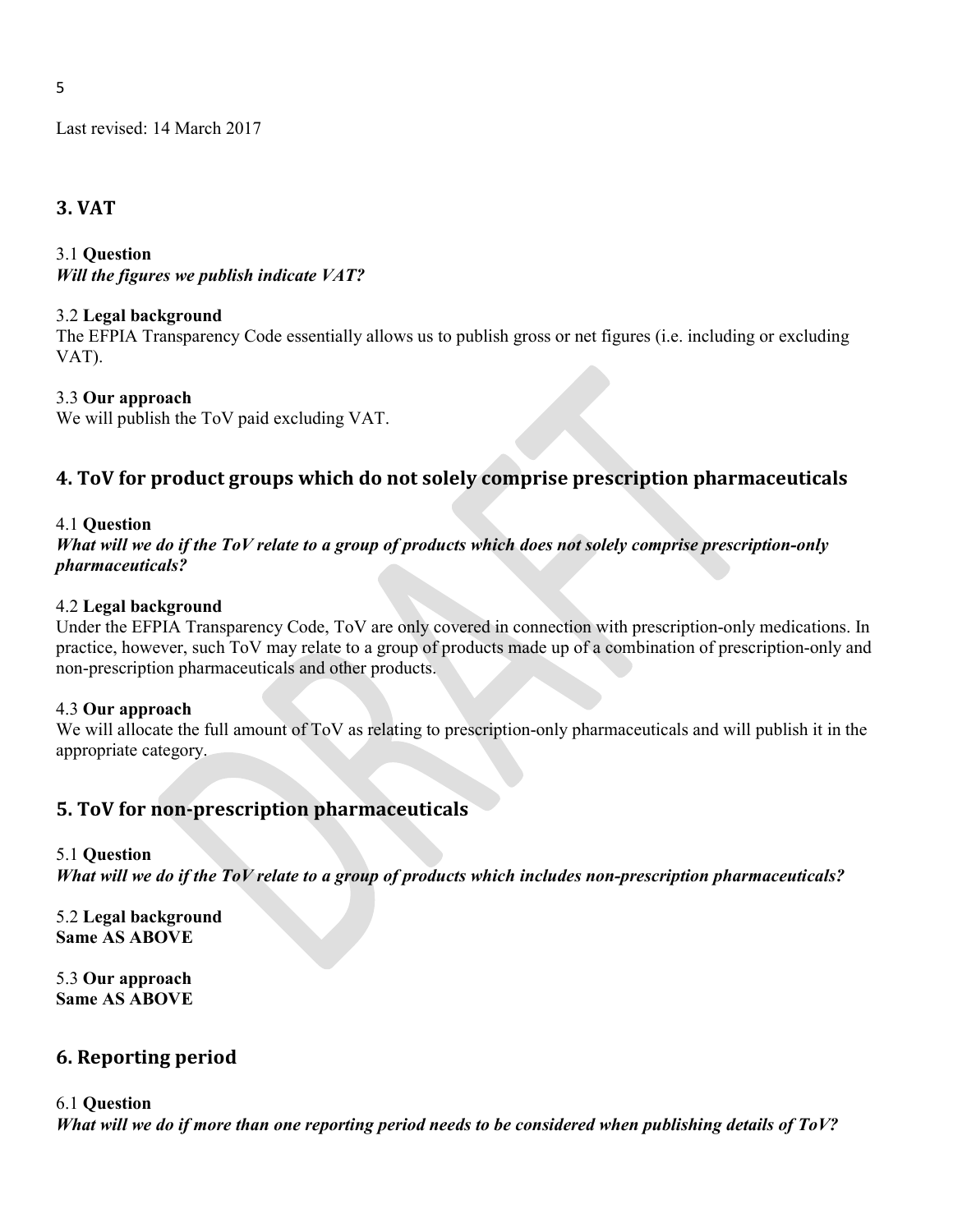Last revised: 14 March 2017

## 3. VAT

3.1 **Question**
***Will the figures we publish indicate VAT?***

3.2 **Legal background**
The EFPIA Transparency Code essentially allows us to publish gross or net figures (i.e. including or excluding VAT).

3.3 **Our approach**
We will publish the ToV paid excluding VAT.

## 4. ToV for product groups which do not solely comprise prescription pharmaceuticals

4.1 **Question**
***What will we do if the ToV relate to a group of products which does not solely comprise prescription-only pharmaceuticals?***

4.2 **Legal background**
Under the EFPIA Transparency Code, ToV are only covered in connection with prescription-only medications. In practice, however, such ToV may relate to a group of products made up of a combination of prescription-only and non-prescription pharmaceuticals and other products.

4.3 **Our approach**
We will allocate the full amount of ToV as relating to prescription-only pharmaceuticals and will publish it in the appropriate category.

## 5. ToV for non-prescription pharmaceuticals

5.1 **Question**
***What will we do if the ToV relate to a group of products which includes non-prescription pharmaceuticals?***

5.2 **Legal background**
**Same AS ABOVE**

5.3 **Our approach**
**Same AS ABOVE**

## 6. Reporting period

6.1 **Question**
***What will we do if more than one reporting period needs to be considered when publishing details of ToV?***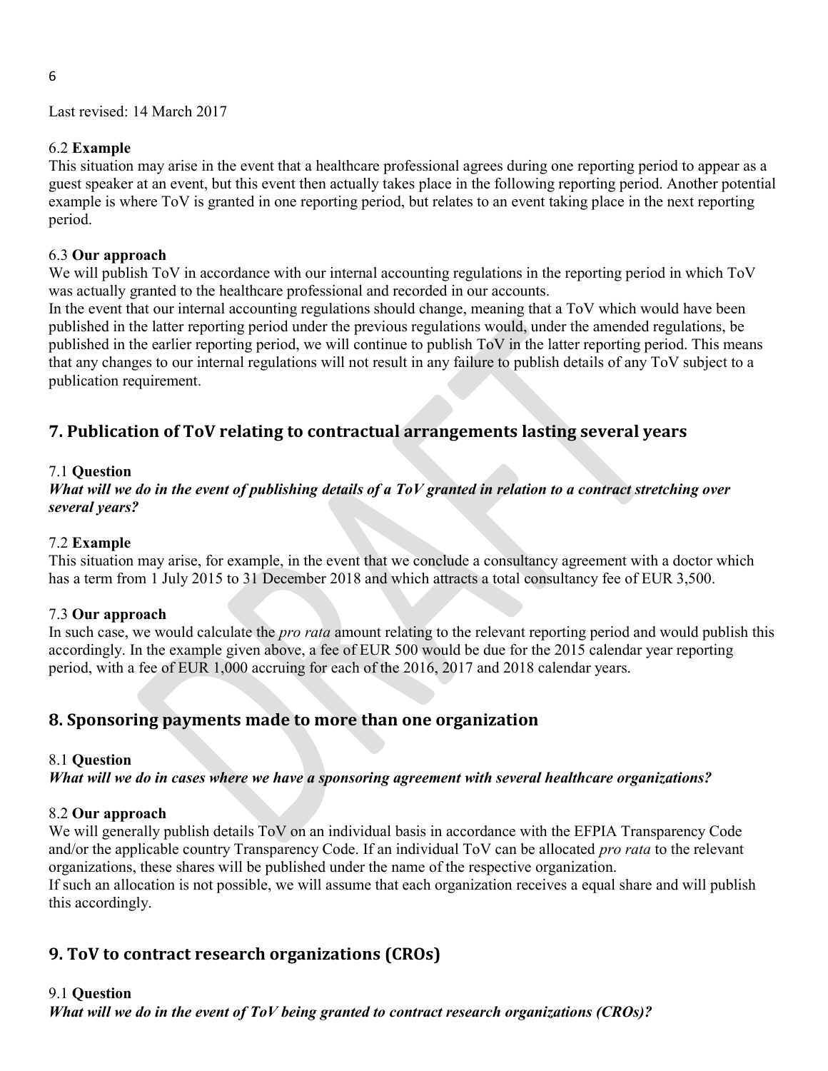Last revised: 14 March 2017

6.2 **Example**

This situation may arise in the event that a healthcare professional agrees during one reporting period to appear as a guest speaker at an event, but this event then actually takes place in the following reporting period. Another potential example is where ToV is granted in one reporting period, but relates to an event taking place in the next reporting period.

6.3 **Our approach**

We will publish ToV in accordance with our internal accounting regulations in the reporting period in which ToV was actually granted to the healthcare professional and recorded in our accounts.

In the event that our internal accounting regulations should change, meaning that a ToV which would have been published in the latter reporting period under the previous regulations would, under the amended regulations, be published in the earlier reporting period, we will continue to publish ToV in the latter reporting period. This means that any changes to our internal regulations will not result in any failure to publish details of any ToV subject to a publication requirement.

## 7. Publication of ToV relating to contractual arrangements lasting several years

7.1 **Question**

***What will we do in the event of publishing details of a ToV granted in relation to a contract stretching over several years?***

7.2 **Example**

This situation may arise, for example, in the event that we conclude a consultancy agreement with a doctor which has a term from 1 July 2015 to 31 December 2018 and which attracts a total consultancy fee of EUR 3,500.

7.3 **Our approach**

In such case, we would calculate the *pro rata* amount relating to the relevant reporting period and would publish this accordingly. In the example given above, a fee of EUR 500 would be due for the 2015 calendar year reporting period, with a fee of EUR 1,000 accruing for each of the 2016, 2017 and 2018 calendar years.

## 8. Sponsoring payments made to more than one organization

8.1 **Question**

***What will we do in cases where we have a sponsoring agreement with several healthcare organizations?***

8.2 **Our approach**

We will generally publish details ToV on an individual basis in accordance with the EFPIA Transparency Code and/or the applicable country Transparency Code. If an individual ToV can be allocated *pro rata* to the relevant organizations, these shares will be published under the name of the respective organization.

If such an allocation is not possible, we will assume that each organization receives a equal share and will publish this accordingly.

## 9. ToV to contract research organizations (CROs)

9.1 **Question**

***What will we do in the event of ToV being granted to contract research organizations (CROs)?***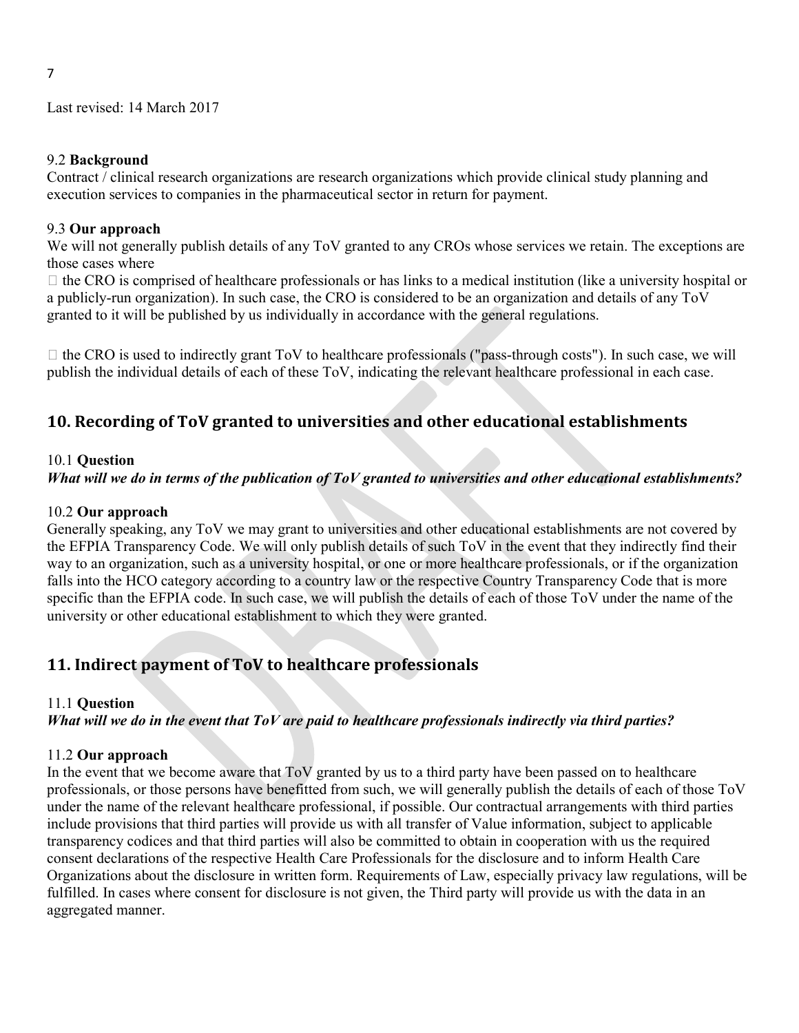Last revised: 14 March 2017

9.2 **Background**
Contract / clinical research organizations are research organizations which provide clinical study planning and execution services to companies in the pharmaceutical sector in return for payment.

9.3 **Our approach**
We will not generally publish details of any ToV granted to any CROs whose services we retain. The exceptions are those cases where

- the CRO is comprised of healthcare professionals or has links to a medical institution (like a university hospital or a publicly-run organization). In such case, the CRO is considered to be an organization and details of any ToV granted to it will be published by us individually in accordance with the general regulations.

- the CRO is used to indirectly grant ToV to healthcare professionals ("pass-through costs"). In such case, we will publish the individual details of each of these ToV, indicating the relevant healthcare professional in each case.

## 10. Recording of ToV granted to universities and other educational establishments

10.1 **Question**
***What will we do in terms of the publication of ToV granted to universities and other educational establishments?***

10.2 **Our approach**
Generally speaking, any ToV we may grant to universities and other educational establishments are not covered by the EFPIA Transparency Code. We will only publish details of such ToV in the event that they indirectly find their way to an organization, such as a university hospital, or one or more healthcare professionals, or if the organization falls into the HCO category according to a country law or the respective Country Transparency Code that is more specific than the EFPIA code. In such case, we will publish the details of each of those ToV under the name of the university or other educational establishment to which they were granted.

## 11. Indirect payment of ToV to healthcare professionals

11.1 **Question**
***What will we do in the event that ToV are paid to healthcare professionals indirectly via third parties?***

11.2 **Our approach**
In the event that we become aware that ToV granted by us to a third party have been passed on to healthcare professionals, or those persons have benefitted from such, we will generally publish the details of each of those ToV under the name of the relevant healthcare professional, if possible. Our contractual arrangements with third parties include provisions that third parties will provide us with all transfer of Value information, subject to applicable transparency codices and that third parties will also be committed to obtain in cooperation with us the required consent declarations of the respective Health Care Professionals for the disclosure and to inform Health Care Organizations about the disclosure in written form. Requirements of Law, especially privacy law regulations, will be fulfilled. In cases where consent for disclosure is not given, the Third party will provide us with the data in an aggregated manner.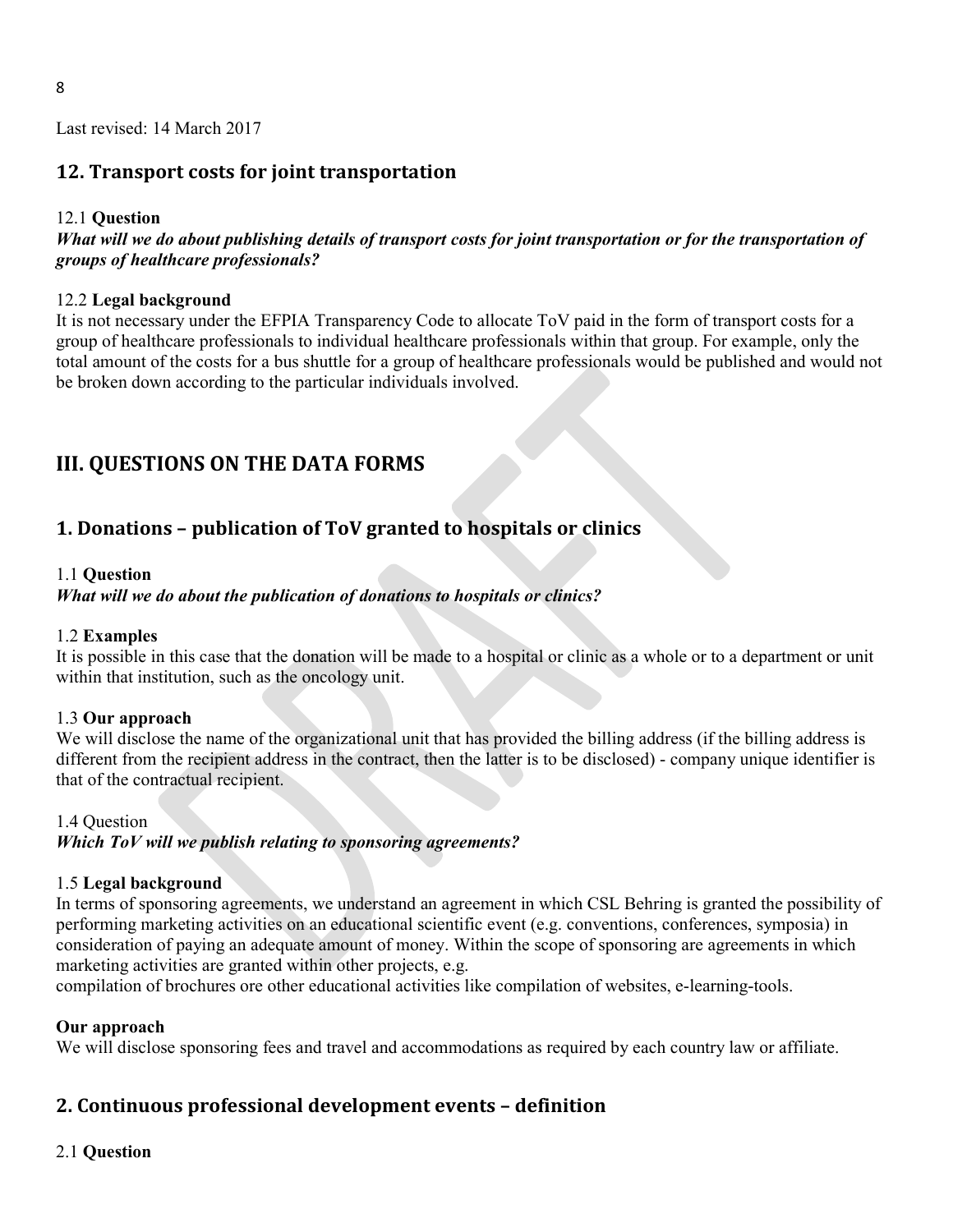Last revised: 14 March 2017

## 12. Transport costs for joint transportation

12.1 **Question**

***What will we do about publishing details of transport costs for joint transportation or for the transportation of groups of healthcare professionals?***

12.2 **Legal background**

It is not necessary under the EFPIA Transparency Code to allocate ToV paid in the form of transport costs for a group of healthcare professionals to individual healthcare professionals within that group. For example, only the total amount of the costs for a bus shuttle for a group of healthcare professionals would be published and would not be broken down according to the particular individuals involved.

# III. QUESTIONS ON THE DATA FORMS

## 1. Donations – publication of ToV granted to hospitals or clinics

1.1 **Question**

***What will we do about the publication of donations to hospitals or clinics?***

1.2 **Examples**

It is possible in this case that the donation will be made to a hospital or clinic as a whole or to a department or unit within that institution, such as the oncology unit.

1.3 **Our approach**

We will disclose the name of the organizational unit that has provided the billing address (if the billing address is different from the recipient address in the contract, then the latter is to be disclosed) - company unique identifier is that of the contractual recipient.

1.4 Question

***Which ToV will we publish relating to sponsoring agreements?***

1.5 **Legal background**

In terms of sponsoring agreements, we understand an agreement in which CSL Behring is granted the possibility of performing marketing activities on an educational scientific event (e.g. conventions, conferences, symposia) in consideration of paying an adequate amount of money. Within the scope of sponsoring are agreements in which marketing activities are granted within other projects, e.g.
compilation of brochures ore other educational activities like compilation of websites, e-learning-tools.

**Our approach**

We will disclose sponsoring fees and travel and accommodations as required by each country law or affiliate.

## 2. Continuous professional development events – definition

2.1 **Question**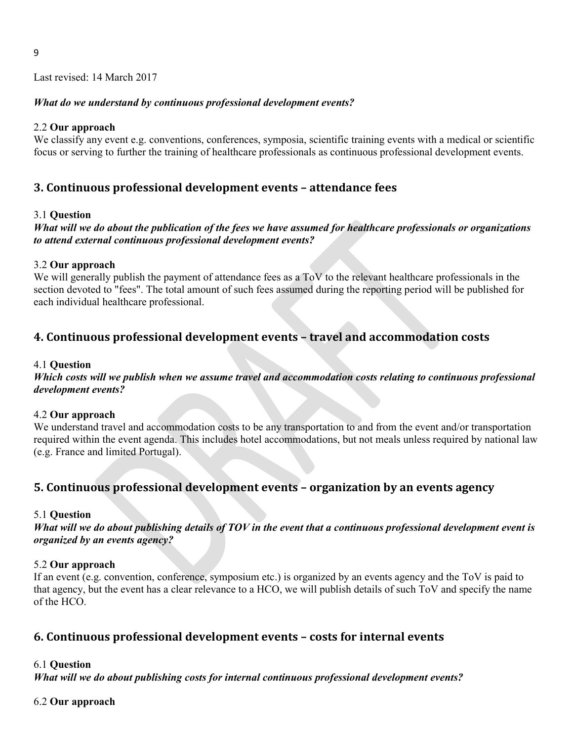Last revised: 14 March 2017

***What do we understand by continuous professional development events?***

2.2 **Our approach**
We classify any event e.g. conventions, conferences, symposia, scientific training events with a medical or scientific focus or serving to further the training of healthcare professionals as continuous professional development events.

## 3. Continuous professional development events – attendance fees

3.1 **Question**
***What will we do about the publication of the fees we have assumed for healthcare professionals or organizations to attend external continuous professional development events?***

3.2 **Our approach**
We will generally publish the payment of attendance fees as a ToV to the relevant healthcare professionals in the section devoted to "fees". The total amount of such fees assumed during the reporting period will be published for each individual healthcare professional.

## 4. Continuous professional development events – travel and accommodation costs

4.1 **Question**
***Which costs will we publish when we assume travel and accommodation costs relating to continuous professional development events?***

4.2 **Our approach**
We understand travel and accommodation costs to be any transportation to and from the event and/or transportation required within the event agenda. This includes hotel accommodations, but not meals unless required by national law (e.g. France and limited Portugal).

## 5. Continuous professional development events – organization by an events agency

5.1 **Question**
***What will we do about publishing details of TOV in the event that a continuous professional development event is organized by an events agency?***

5.2 **Our approach**
If an event (e.g. convention, conference, symposium etc.) is organized by an events agency and the ToV is paid to that agency, but the event has a clear relevance to a HCO, we will publish details of such ToV and specify the name of the HCO.

## 6. Continuous professional development events – costs for internal events

6.1 **Question**
***What will we do about publishing costs for internal continuous professional development events?***

6.2 **Our approach**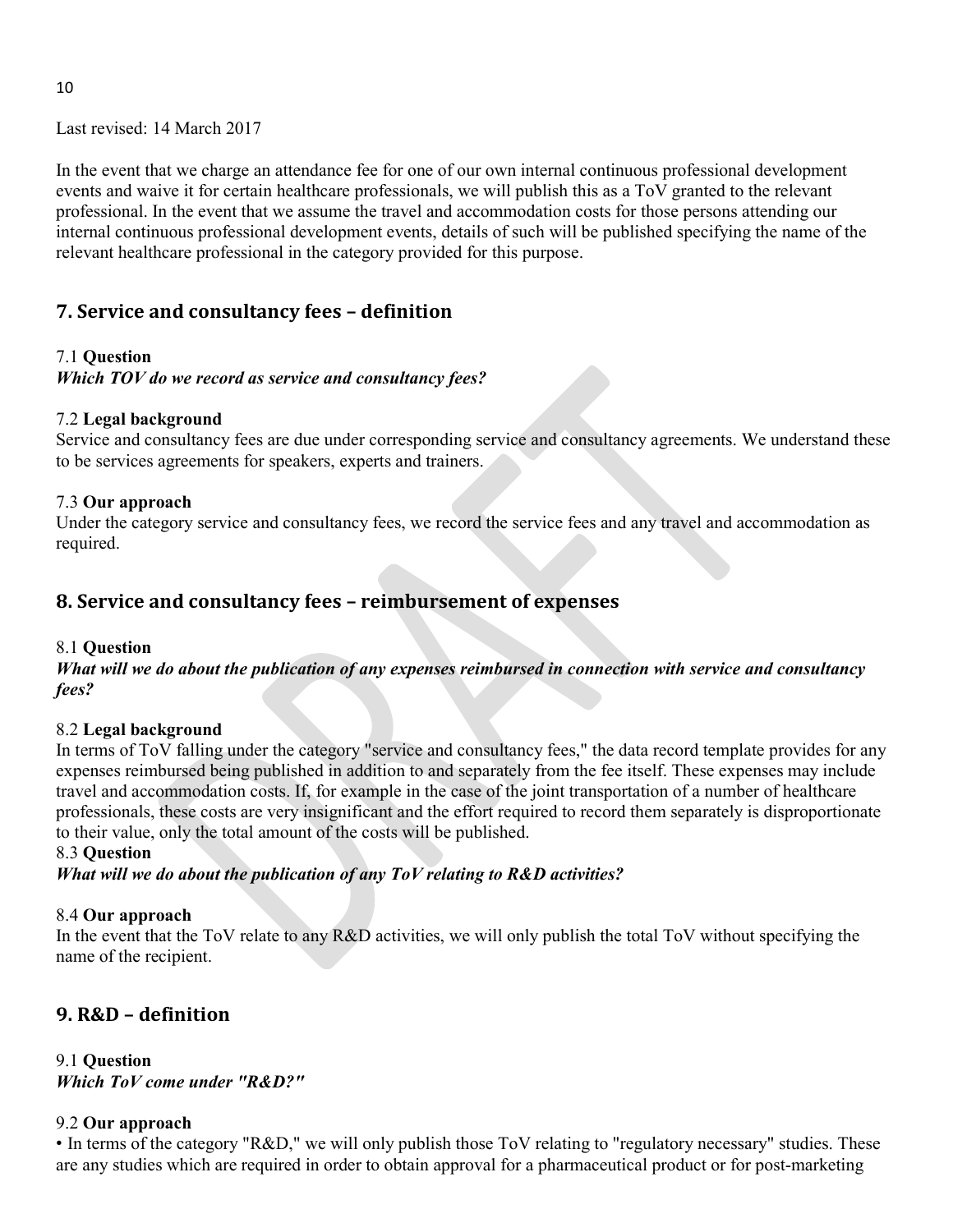Last revised: 14 March 2017

In the event that we charge an attendance fee for one of our own internal continuous professional development events and waive it for certain healthcare professionals, we will publish this as a ToV granted to the relevant professional. In the event that we assume the travel and accommodation costs for those persons attending our internal continuous professional development events, details of such will be published specifying the name of the relevant healthcare professional in the category provided for this purpose.

## 7. Service and consultancy fees – definition

7.1 **Question**
***Which TOV do we record as service and consultancy fees?***

7.2 **Legal background**
Service and consultancy fees are due under corresponding service and consultancy agreements. We understand these to be services agreements for speakers, experts and trainers.

7.3 **Our approach**
Under the category service and consultancy fees, we record the service fees and any travel and accommodation as required.

## 8. Service and consultancy fees – reimbursement of expenses

8.1 **Question**
***What will we do about the publication of any expenses reimbursed in connection with service and consultancy fees?***

8.2 **Legal background**
In terms of ToV falling under the category "service and consultancy fees," the data record template provides for any expenses reimbursed being published in addition to and separately from the fee itself. These expenses may include travel and accommodation costs. If, for example in the case of the joint transportation of a number of healthcare professionals, these costs are very insignificant and the effort required to record them separately is disproportionate to their value, only the total amount of the costs will be published.

8.3 **Question**
***What will we do about the publication of any ToV relating to R&D activities?***

8.4 **Our approach**
In the event that the ToV relate to any R&D activities, we will only publish the total ToV without specifying the name of the recipient.

## 9. R&D – definition

9.1 **Question**
***Which ToV come under "R&D?"***

9.2 **Our approach**

- In terms of the category "R&D," we will only publish those ToV relating to "regulatory necessary" studies. These are any studies which are required in order to obtain approval for a pharmaceutical product or for post-marketing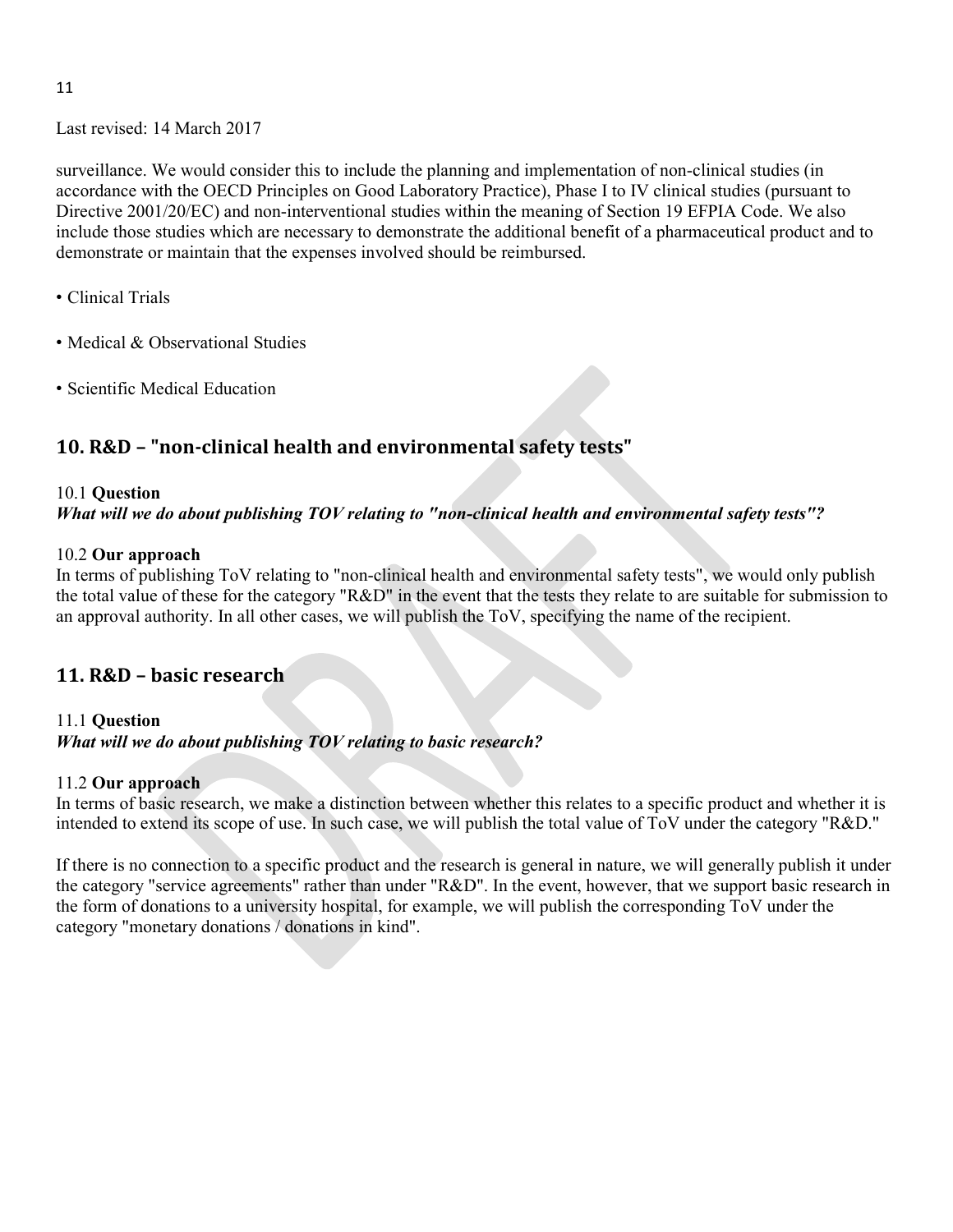Last revised: 14 March 2017

surveillance. We would consider this to include the planning and implementation of non-clinical studies (in accordance with the OECD Principles on Good Laboratory Practice), Phase I to IV clinical studies (pursuant to Directive 2001/20/EC) and non-interventional studies within the meaning of Section 19 EFPIA Code. We also include those studies which are necessary to demonstrate the additional benefit of a pharmaceutical product and to demonstrate or maintain that the expenses involved should be reimbursed.

- Clinical Trials
- Medical & Observational Studies
- Scientific Medical Education

## 10. R&D – "non-clinical health and environmental safety tests"

10.1 **Question**
***What will we do about publishing TOV relating to "non-clinical health and environmental safety tests"?***

10.2 **Our approach**
In terms of publishing ToV relating to "non-clinical health and environmental safety tests", we would only publish the total value of these for the category "R&D" in the event that the tests they relate to are suitable for submission to an approval authority. In all other cases, we will publish the ToV, specifying the name of the recipient.

## 11. R&D – basic research

11.1 **Question**
***What will we do about publishing TOV relating to basic research?***

11.2 **Our approach**
In terms of basic research, we make a distinction between whether this relates to a specific product and whether it is intended to extend its scope of use. In such case, we will publish the total value of ToV under the category "R&D."

If there is no connection to a specific product and the research is general in nature, we will generally publish it under the category "service agreements" rather than under "R&D". In the event, however, that we support basic research in the form of donations to a university hospital, for example, we will publish the corresponding ToV under the category "monetary donations / donations in kind".